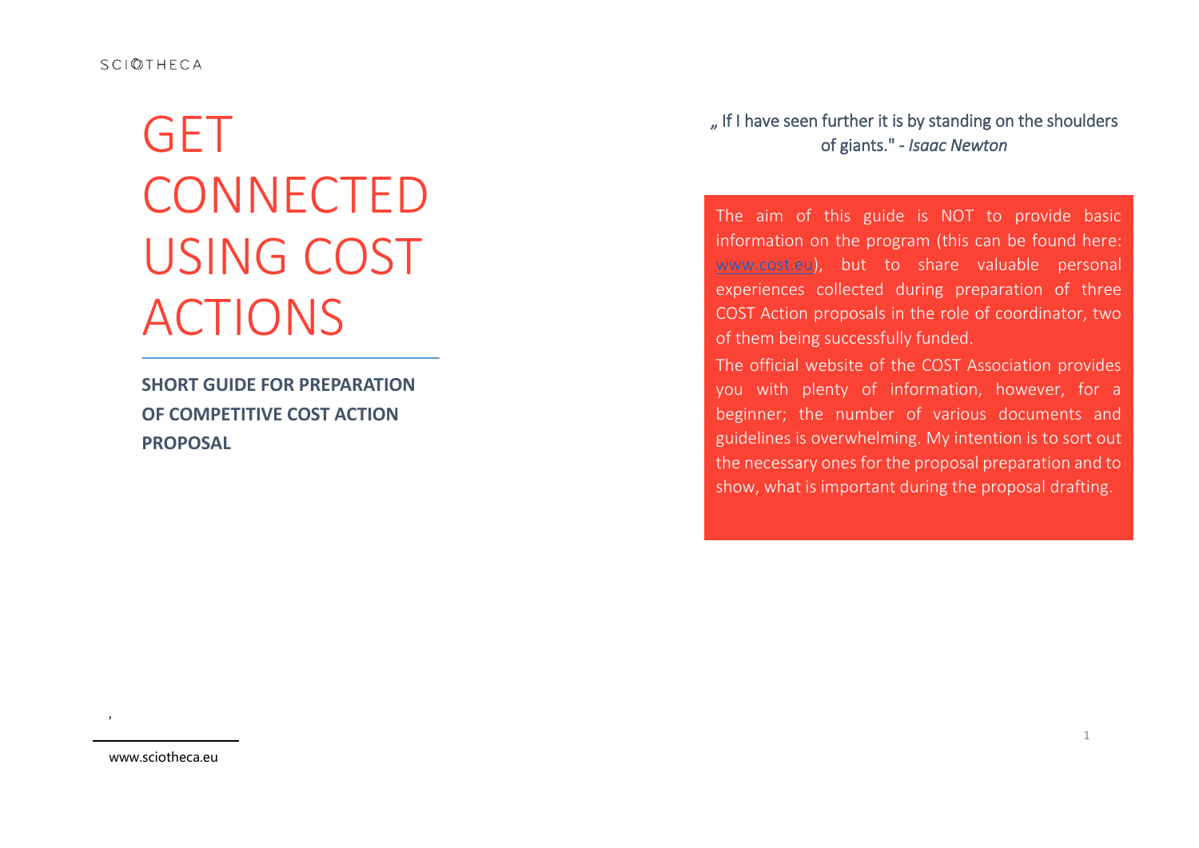# GET CONNECTED USING COST ACTIONS

**SHORT GUIDE FOR PREPARATION OF COMPETITIVE COST ACTION PROPOSAL**

„ If I have seen further it is by standing on the shoulders of giants." - *Isaac Newton*

The aim of this guide is NOT to provide basic information on the program (this can be found here: [www.cost.eu](www.cost.eu)), but to share valuable personal experiences collected during preparation of three COST Action proposals in the role of coordinator, two of them being successfully funded.

The official website of the COST Association provides you with plenty of information, however, for a beginner; the number of various documents and guidelines is overwhelming. My intention is to sort out the necessary ones for the proposal preparation and to show, what is important during the proposal drafting.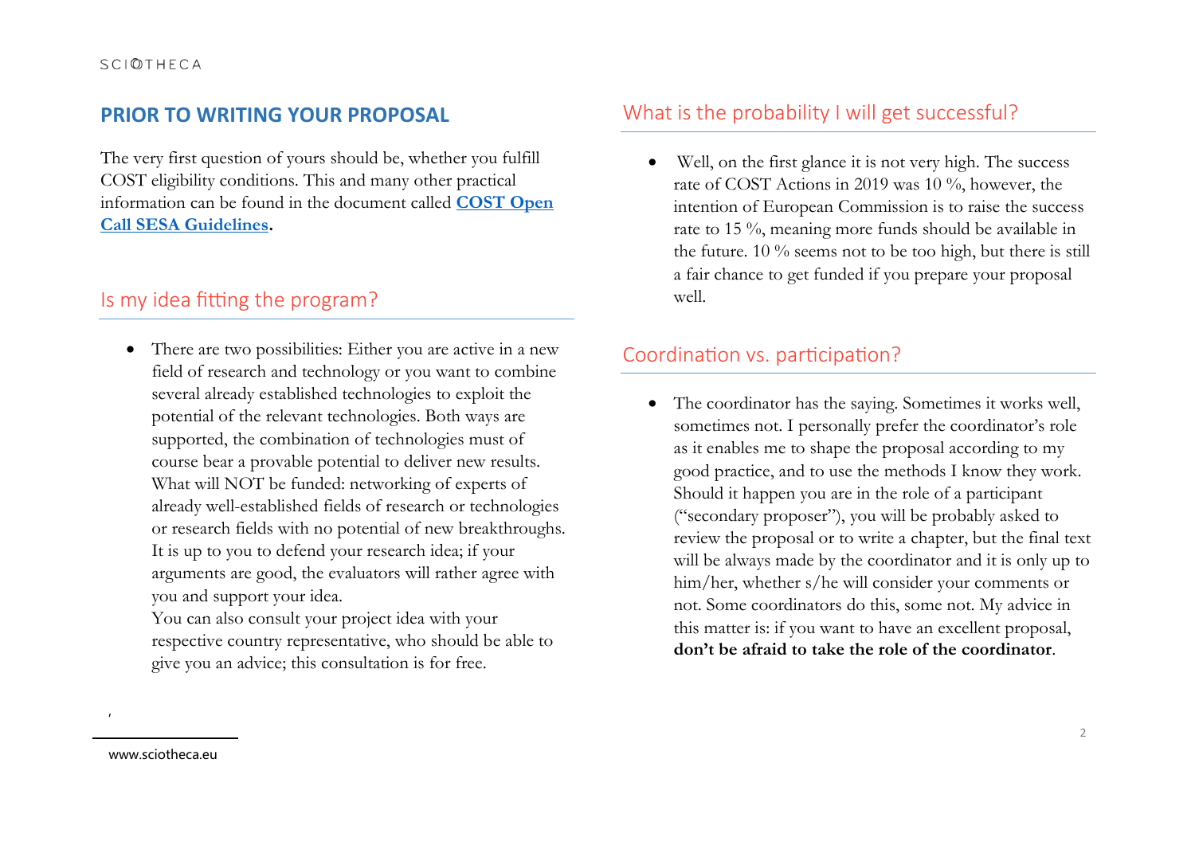## PRIOR TO WRITING YOUR PROPOSAL

The very first question of yours should be, whether you fulfill COST eligibility conditions. This and many other practical information can be found in the document called **COST Open Call SESA Guidelines**.

### Is my idea fitting the program?

- There are two possibilities: Either you are active in a new field of research and technology or you want to combine several already established technologies to exploit the potential of the relevant technologies. Both ways are supported, the combination of technologies must of course bear a provable potential to deliver new results. What will NOT be funded: networking of experts of already well-established fields of research or technologies or research fields with no potential of new breakthroughs. It is up to you to defend your research idea; if your arguments are good, the evaluators will rather agree with you and support your idea.
  You can also consult your project idea with your respective country representative, who should be able to give you an advice; this consultation is for free.

### What is the probability I will get successful?

- Well, on the first glance it is not very high. The success rate of COST Actions in 2019 was 10 %, however, the intention of European Commission is to raise the success rate to 15 %, meaning more funds should be available in the future. 10 % seems not to be too high, but there is still a fair chance to get funded if you prepare your proposal well.

### Coordination vs. participation?

- The coordinator has the saying. Sometimes it works well, sometimes not. I personally prefer the coordinator's role as it enables me to shape the proposal according to my good practice, and to use the methods I know they work. Should it happen you are in the role of a participant ("secondary proposer"), you will be probably asked to review the proposal or to write a chapter, but the final text will be always made by the coordinator and it is only up to him/her, whether s/he will consider your comments or not. Some coordinators do this, some not. My advice in this matter is: if you want to have an excellent proposal, **don't be afraid to take the role of the coordinator**.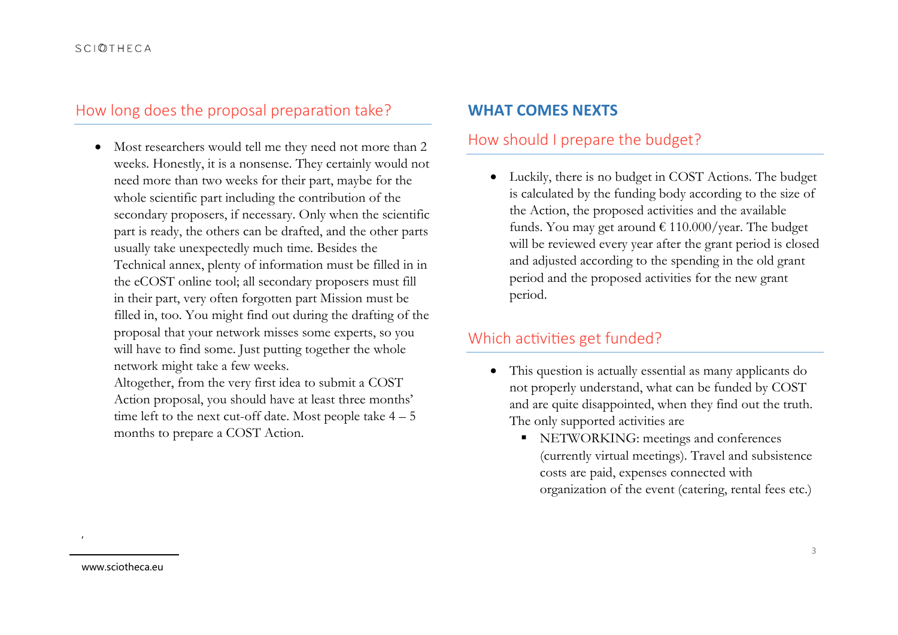## How long does the proposal preparation take?

- Most researchers would tell me they need not more than 2 weeks. Honestly, it is a nonsense. They certainly would not need more than two weeks for their part, maybe for the whole scientific part including the contribution of the secondary proposers, if necessary. Only when the scientific part is ready, the others can be drafted, and the other parts usually take unexpectedly much time. Besides the Technical annex, plenty of information must be filled in in the eCOST online tool; all secondary proposers must fill in their part, very often forgotten part Mission must be filled in, too. You might find out during the drafting of the proposal that your network misses some experts, so you will have to find some. Just putting together the whole network might take a few weeks.
  Altogether, from the very first idea to submit a COST Action proposal, you should have at least three months' time left to the next cut-off date. Most people take 4 – 5 months to prepare a COST Action.

# WHAT COMES NEXTS

## How should I prepare the budget?

- Luckily, there is no budget in COST Actions. The budget is calculated by the funding body according to the size of the Action, the proposed activities and the available funds. You may get around € 110.000/year. The budget will be reviewed every year after the grant period is closed and adjusted according to the spending in the old grant period and the proposed activities for the new grant period.

## Which activities get funded?

- This question is actually essential as many applicants do not properly understand, what can be funded by COST and are quite disappointed, when they find out the truth. The only supported activities are
  - NETWORKING: meetings and conferences (currently virtual meetings). Travel and subsistence costs are paid, expenses connected with organization of the event (catering, rental fees etc.)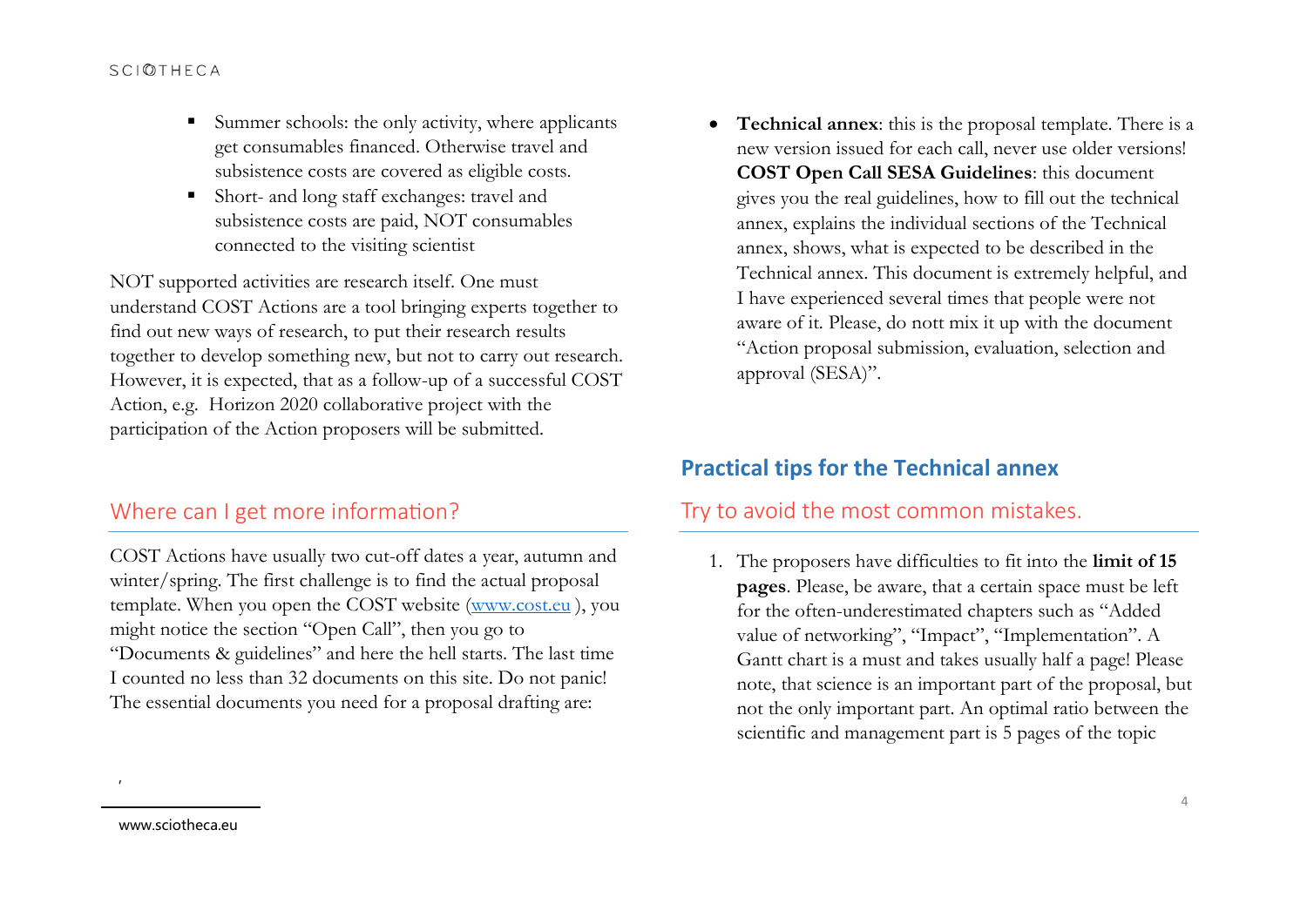- Summer schools: the only activity, where applicants get consumables financed. Otherwise travel and subsistence costs are covered as eligible costs.
- Short- and long staff exchanges: travel and subsistence costs are paid, NOT consumables connected to the visiting scientist

NOT supported activities are research itself. One must understand COST Actions are a tool bringing experts together to find out new ways of research, to put their research results together to develop something new, but not to carry out research. However, it is expected, that as a follow-up of a successful COST Action, e.g. Horizon 2020 collaborative project with the participation of the Action proposers will be submitted.

## Where can I get more information?

COST Actions have usually two cut-off dates a year, autumn and winter/spring. The first challenge is to find the actual proposal template. When you open the COST website ([www.cost.eu](http://www.cost.eu) ), you might notice the section "Open Call", then you go to "Documents & guidelines" and here the hell starts. The last time I counted no less than 32 documents on this site. Do not panic! The essential documents you need for a proposal drafting are:

- **Technical annex**: this is the proposal template. There is a new version issued for each call, never use older versions! **COST Open Call SESA Guidelines**: this document gives you the real guidelines, how to fill out the technical annex, explains the individual sections of the Technical annex, shows, what is expected to be described in the Technical annex. This document is extremely helpful, and I have experienced several times that people were not aware of it. Please, do nott mix it up with the document "Action proposal submission, evaluation, selection and approval (SESA)".

# Practical tips for the Technical annex

## Try to avoid the most common mistakes.

1. The proposers have difficulties to fit into the **limit of 15 pages**. Please, be aware, that a certain space must be left for the often-underestimated chapters such as "Added value of networking", "Impact", "Implementation". A Gantt chart is a must and takes usually half a page! Please note, that science is an important part of the proposal, but not the only important part. An optimal ratio between the scientific and management part is 5 pages of the topic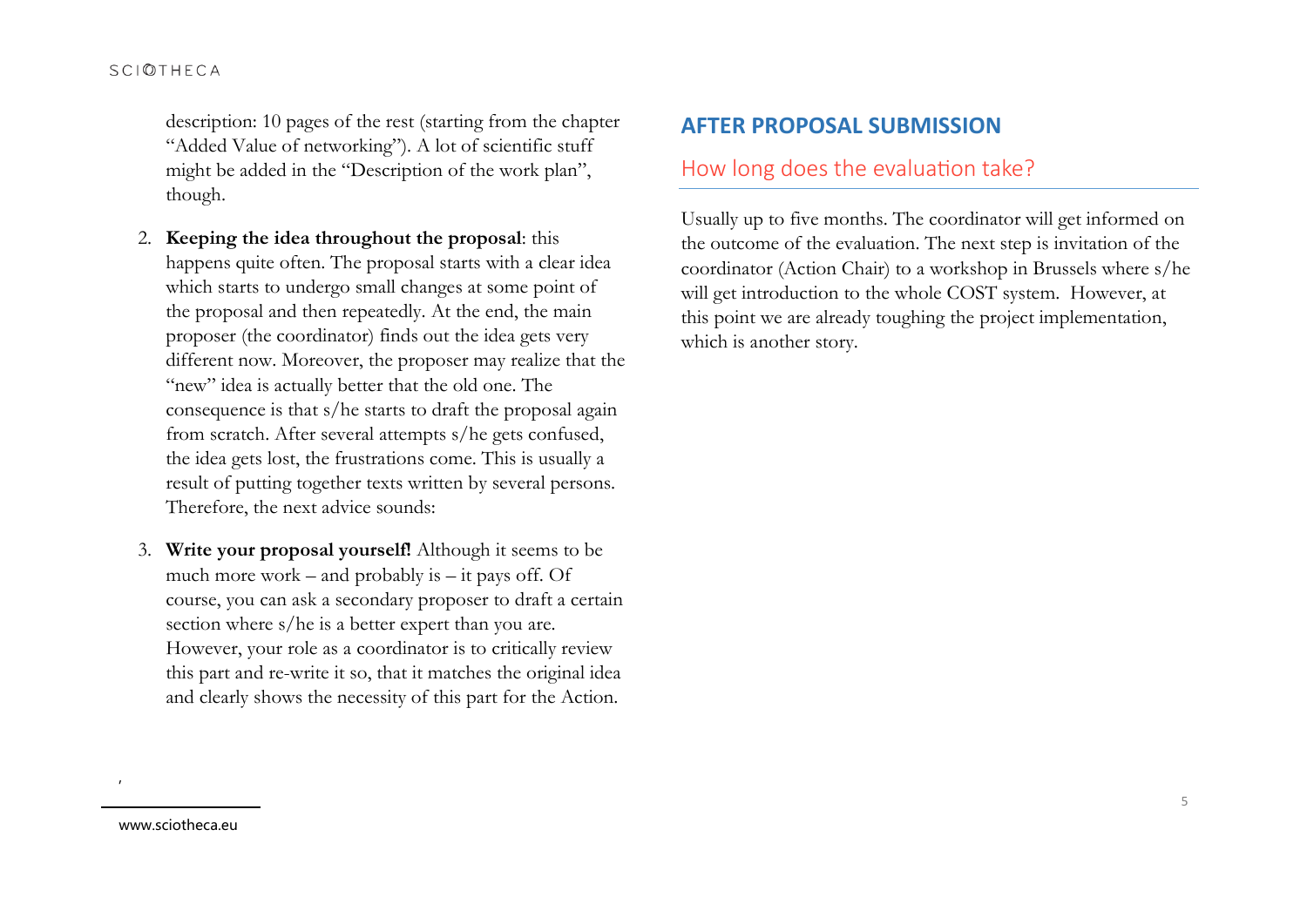description: 10 pages of the rest (starting from the chapter "Added Value of networking"). A lot of scientific stuff might be added in the "Description of the work plan", though.

2. **Keeping the idea throughout the proposal**: this happens quite often. The proposal starts with a clear idea which starts to undergo small changes at some point of the proposal and then repeatedly. At the end, the main proposer (the coordinator) finds out the idea gets very different now. Moreover, the proposer may realize that the "new" idea is actually better that the old one. The consequence is that s/he starts to draft the proposal again from scratch. After several attempts s/he gets confused, the idea gets lost, the frustrations come. This is usually a result of putting together texts written by several persons. Therefore, the next advice sounds:

3. **Write your proposal yourself!** Although it seems to be much more work – and probably is – it pays off. Of course, you can ask a secondary proposer to draft a certain section where s/he is a better expert than you are. However, your role as a coordinator is to critically review this part and re-write it so, that it matches the original idea and clearly shows the necessity of this part for the Action.

## AFTER PROPOSAL SUBMISSION

### How long does the evaluation take?

Usually up to five months. The coordinator will get informed on the outcome of the evaluation. The next step is invitation of the coordinator (Action Chair) to a workshop in Brussels where s/he will get introduction to the whole COST system. However, at this point we are already toughing the project implementation, which is another story.